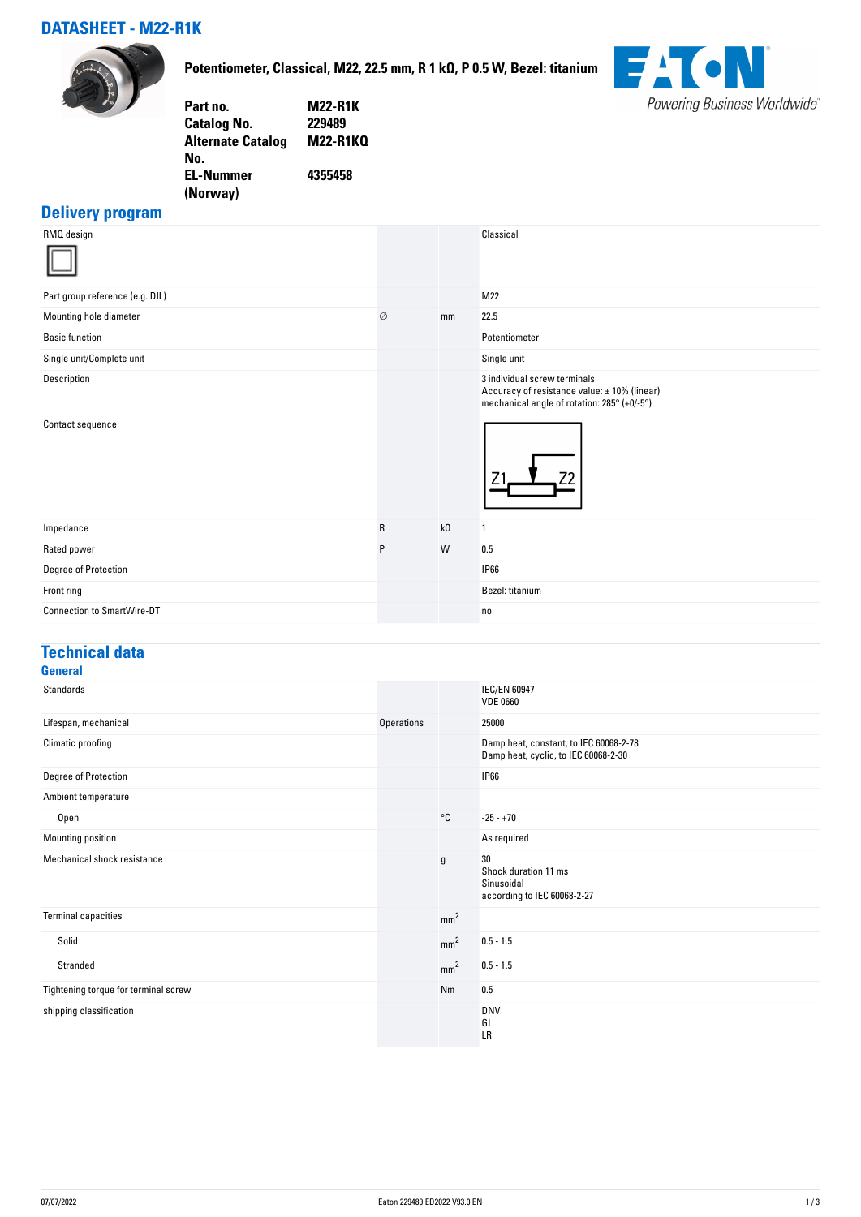# DATASHEET - M22-R1K

**Potentiometer, Classical, M22, 22.5 mm, R 1 kΩ, P 0.5 W, Bezel: titanium**

| | |
|---|---|
| **Part no.** | **M22-R1K** |
| **Catalog No.** | **229489** |
| **Alternate Catalog No.** | **M22-R1KQ** |
| **EL-Nummer (Norway)** | **4355458** |

## Delivery program

| | | | |
|---|---|---|---|
| RMQ design | | | Classical |
| Part group reference (e.g. DIL) | | | M22 |
| Mounting hole diameter | ∅ | mm | 22.5 |
| Basic function | | | Potentiometer |
| Single unit/Complete unit | | | Single unit |
| Description | | | 3 individual screw terminals<br>Accuracy of resistance value: ± 10% (linear)<br>mechanical angle of rotation: 285° (+0/-5°) |
| Contact sequence | | | Z1 Z2 |
| Impedance | R | kΩ | 1 |
| Rated power | P | W | 0.5 |
| Degree of Protection | | | IP66 |
| Front ring | | | Bezel: titanium |
| Connection to SmartWire-DT | | | no |

## Technical data

### General

| | | | |
|---|---|---|---|
| Standards | | | IEC/EN 60947<br>VDE 0660 |
| Lifespan, mechanical | Operations | | 25000 |
| Climatic proofing | | | Damp heat, constant, to IEC 60068-2-78<br>Damp heat, cyclic, to IEC 60068-2-30 |
| Degree of Protection | | | IP66 |
| Ambient temperature | | | |
| Open | | °C | -25 - +70 |
| Mounting position | | | As required |
| Mechanical shock resistance | | g | 30<br>Shock duration 11 ms<br>Sinusoidal<br>according to IEC 60068-2-27 |
| Terminal capacities | | $mm^2$ | |
| Solid | | $mm^2$ | 0.5 - 1.5 |
| Stranded | | $mm^2$ | 0.5 - 1.5 |
| Tightening torque for terminal screw | | Nm | 0.5 |
| shipping classification | | | DNV<br>GL<br>LR |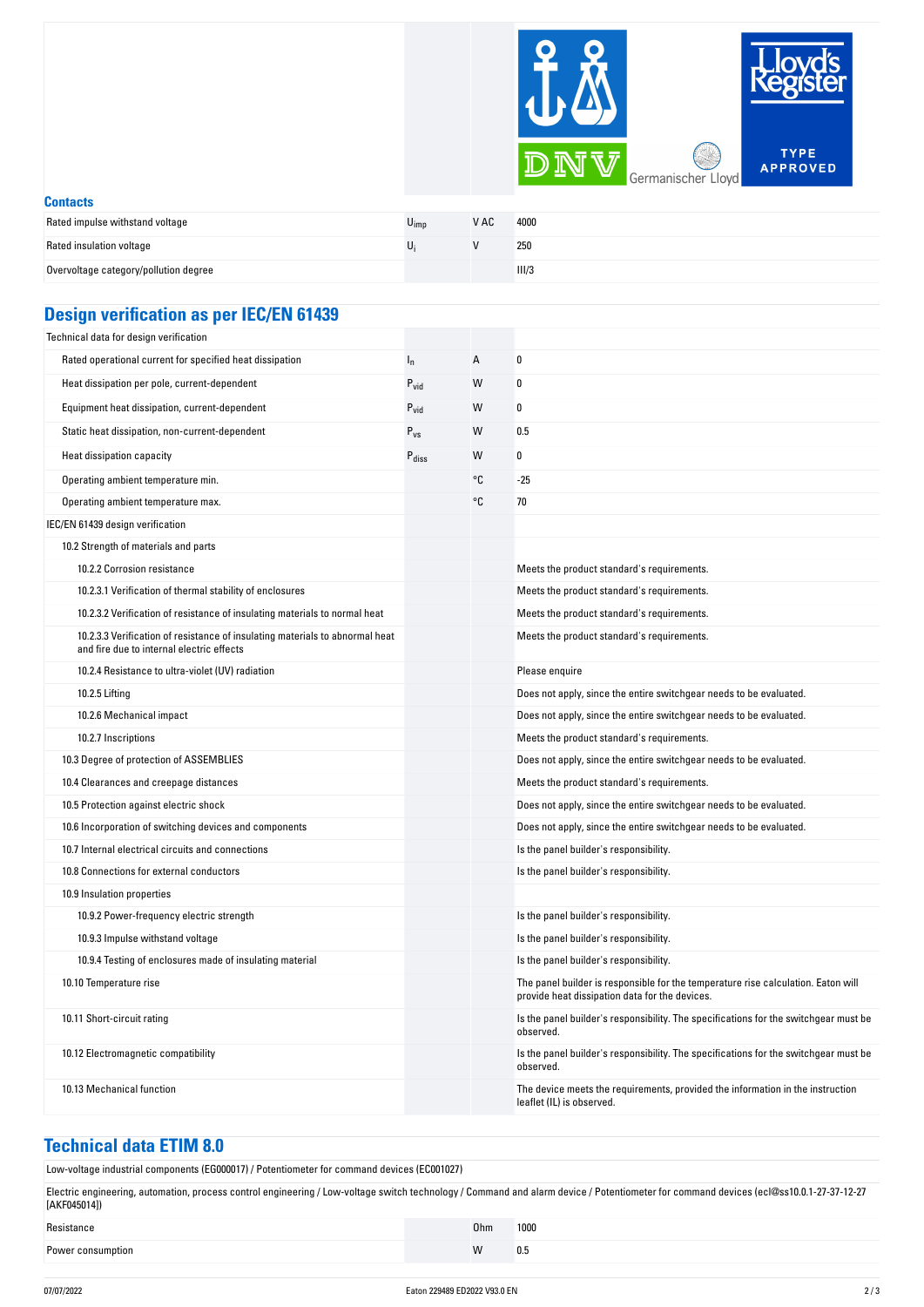### Contacts

| | | | |
|---|---|---|---|
| Rated impulse withstand voltage | $U_{imp}$ | V AC | 4000 |
| Rated insulation voltage | $U_i$ | V | 250 |
| Overvoltage category/pollution degree | | | III/3 |

## Design verification as per IEC/EN 61439

| | | | |
|---|---|---|---|
| Technical data for design verification | | | |
| Rated operational current for specified heat dissipation | $I_n$ | A | 0 |
| Heat dissipation per pole, current-dependent | $P_{vid}$ | W | 0 |
| Equipment heat dissipation, current-dependent | $P_{vid}$ | W | 0 |
| Static heat dissipation, non-current-dependent | $P_{vs}$ | W | 0.5 |
| Heat dissipation capacity | $P_{diss}$ | W | 0 |
| Operating ambient temperature min. | | °C | -25 |
| Operating ambient temperature max. | | °C | 70 |
| IEC/EN 61439 design verification | | | |
| 10.2 Strength of materials and parts | | | |
| 10.2.2 Corrosion resistance | | | Meets the product standard's requirements. |
| 10.2.3.1 Verification of thermal stability of enclosures | | | Meets the product standard's requirements. |
| 10.2.3.2 Verification of resistance of insulating materials to normal heat | | | Meets the product standard's requirements. |
| 10.2.3.3 Verification of resistance of insulating materials to abnormal heat and fire due to internal electric effects | | | Meets the product standard's requirements. |
| 10.2.4 Resistance to ultra-violet (UV) radiation | | | Please enquire |
| 10.2.5 Lifting | | | Does not apply, since the entire switchgear needs to be evaluated. |
| 10.2.6 Mechanical impact | | | Does not apply, since the entire switchgear needs to be evaluated. |
| 10.2.7 Inscriptions | | | Meets the product standard's requirements. |
| 10.3 Degree of protection of ASSEMBLIES | | | Does not apply, since the entire switchgear needs to be evaluated. |
| 10.4 Clearances and creepage distances | | | Meets the product standard's requirements. |
| 10.5 Protection against electric shock | | | Does not apply, since the entire switchgear needs to be evaluated. |
| 10.6 Incorporation of switching devices and components | | | Does not apply, since the entire switchgear needs to be evaluated. |
| 10.7 Internal electrical circuits and connections | | | Is the panel builder's responsibility. |
| 10.8 Connections for external conductors | | | Is the panel builder's responsibility. |
| 10.9 Insulation properties | | | |
| 10.9.2 Power-frequency electric strength | | | Is the panel builder's responsibility. |
| 10.9.3 Impulse withstand voltage | | | Is the panel builder's responsibility. |
| 10.9.4 Testing of enclosures made of insulating material | | | Is the panel builder's responsibility. |
| 10.10 Temperature rise | | | The panel builder is responsible for the temperature rise calculation. Eaton will provide heat dissipation data for the devices. |
| 10.11 Short-circuit rating | | | Is the panel builder's responsibility. The specifications for the switchgear must be observed. |
| 10.12 Electromagnetic compatibility | | | Is the panel builder's responsibility. The specifications for the switchgear must be observed. |
| 10.13 Mechanical function | | | The device meets the requirements, provided the information in the instruction leaflet (IL) is observed. |

## Technical data ETIM 8.0

Low-voltage industrial components (EG000017) / Potentiometer for command devices (EC001027)

Electric engineering, automation, process control engineering / Low-voltage switch technology / Command and alarm device / Potentiometer for command devices (ecl@ss10.0.1-27-37-12-27 [AKF045014])

| | | | |
|---|---|---|---|
| Resistance | | Ohm | 1000 |
| Power consumption | | W | 0.5 |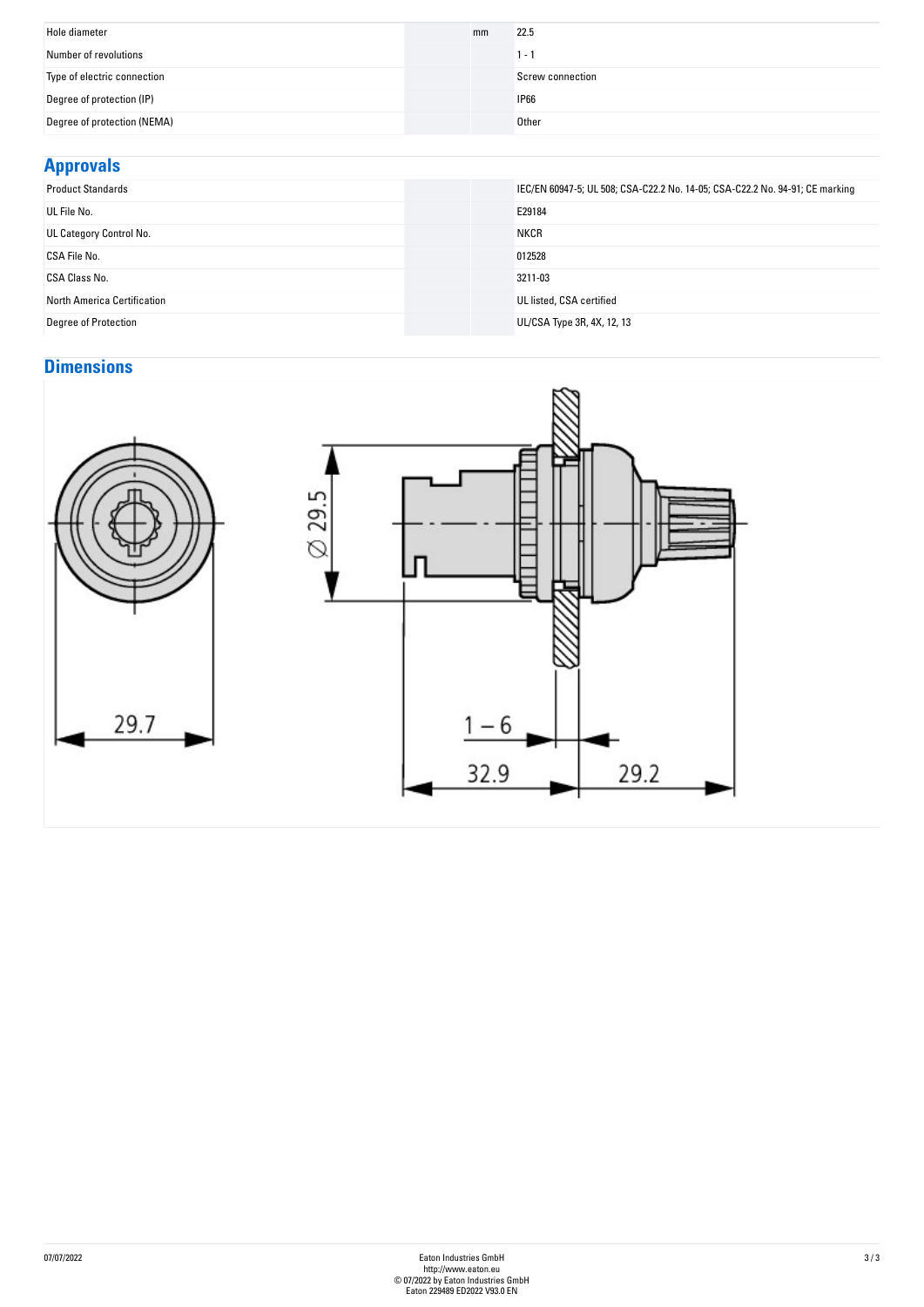| | | |
|---|---|---|
| Hole diameter | mm | 22.5 |
| Number of revolutions | | 1 - 1 |
| Type of electric connection | | Screw connection |
| Degree of protection (IP) | | IP66 |
| Degree of protection (NEMA) | | Other |

## Approvals

| | | |
|---|---|---|
| Product Standards | | IEC/EN 60947-5; UL 508; CSA-C22.2 No. 14-05; CSA-C22.2 No. 94-91; CE marking |
| UL File No. | | E29184 |
| UL Category Control No. | | NKCR |
| CSA File No. | | 012528 |
| CSA Class No. | | 3211-03 |
| North America Certification | | UL listed, CSA certified |
| Degree of Protection | | UL/CSA Type 3R, 4X, 12, 13 |

## Dimensions

29.7

∅ 29.5

1 – 6

32.9

29.2